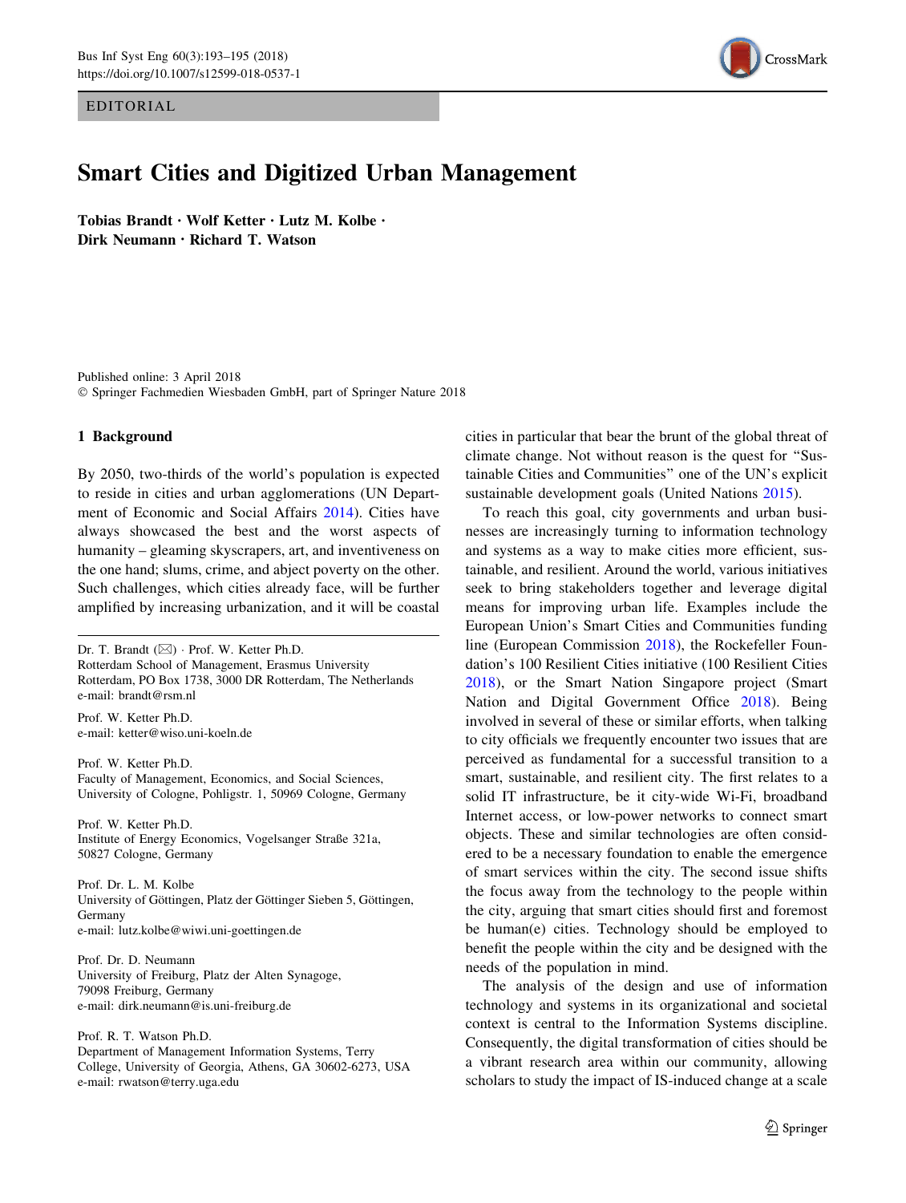EDITORIAL

# Smart Cities and Digitized Urban Management

**Tobias Brandt · Wolf Ketter · Lutz M. Kolbe · Dirk Neumann · Richard T. Watson**

Published online: 3 April 2018
© Springer Fachmedien Wiesbaden GmbH, part of Springer Nature 2018

Dr. T. Brandt (✉) · Prof. W. Ketter Ph.D.
Rotterdam School of Management, Erasmus University Rotterdam, PO Box 1738, 3000 DR Rotterdam, The Netherlands
e-mail: brandt@rsm.nl

Prof. W. Ketter Ph.D.
e-mail: ketter@wiso.uni-koeln.de

Prof. W. Ketter Ph.D.
Faculty of Management, Economics, and Social Sciences, University of Cologne, Pohligstr. 1, 50969 Cologne, Germany

Prof. W. Ketter Ph.D.
Institute of Energy Economics, Vogelsanger Straße 321a, 50827 Cologne, Germany

Prof. Dr. L. M. Kolbe
University of Göttingen, Platz der Göttinger Sieben 5, Göttingen, Germany
e-mail: lutz.kolbe@wiwi.uni-goettingen.de

Prof. Dr. D. Neumann
University of Freiburg, Platz der Alten Synagoge, 79098 Freiburg, Germany
e-mail: dirk.neumann@is.uni-freiburg.de

Prof. R. T. Watson Ph.D.
Department of Management Information Systems, Terry College, University of Georgia, Athens, GA 30602-6273, USA
e-mail: rwatson@terry.uga.edu

## 1 Background

By 2050, two-thirds of the world's population is expected to reside in cities and urban agglomerations (UN Department of Economic and Social Affairs 2014). Cities have always showcased the best and the worst aspects of humanity – gleaming skyscrapers, art, and inventiveness on the one hand; slums, crime, and abject poverty on the other. Such challenges, which cities already face, will be further amplified by increasing urbanization, and it will be coastal cities in particular that bear the brunt of the global threat of climate change. Not without reason is the quest for "Sustainable Cities and Communities" one of the UN's explicit sustainable development goals (United Nations 2015).

To reach this goal, city governments and urban businesses are increasingly turning to information technology and systems as a way to make cities more efficient, sustainable, and resilient. Around the world, various initiatives seek to bring stakeholders together and leverage digital means for improving urban life. Examples include the European Union's Smart Cities and Communities funding line (European Commission 2018), the Rockefeller Foundation's 100 Resilient Cities initiative (100 Resilient Cities 2018), or the Smart Nation Singapore project (Smart Nation and Digital Government Office 2018). Being involved in several of these or similar efforts, when talking to city officials we frequently encounter two issues that are perceived as fundamental for a successful transition to a smart, sustainable, and resilient city. The first relates to a solid IT infrastructure, be it city-wide Wi-Fi, broadband Internet access, or low-power networks to connect smart objects. These and similar technologies are often considered to be a necessary foundation to enable the emergence of smart services within the city. The second issue shifts the focus away from the technology to the people within the city, arguing that smart cities should first and foremost be human(e) cities. Technology should be employed to benefit the people within the city and be designed with the needs of the population in mind.

The analysis of the design and use of information technology and systems in its organizational and societal context is central to the Information Systems discipline. Consequently, the digital transformation of cities should be a vibrant research area within our community, allowing scholars to study the impact of IS-induced change at a scale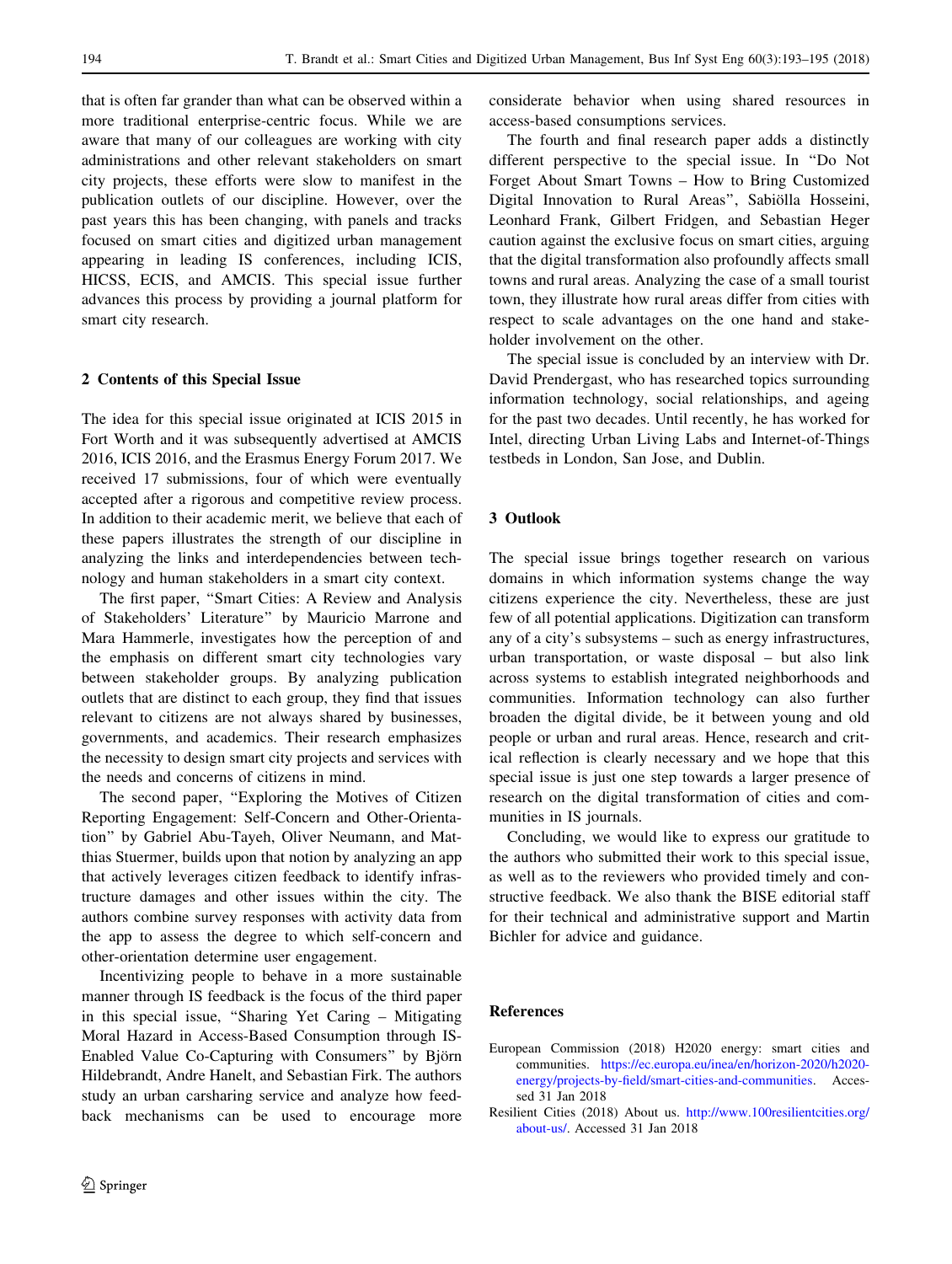that is often far grander than what can be observed within a more traditional enterprise-centric focus. While we are aware that many of our colleagues are working with city administrations and other relevant stakeholders on smart city projects, these efforts were slow to manifest in the publication outlets of our discipline. However, over the past years this has been changing, with panels and tracks focused on smart cities and digitized urban management appearing in leading IS conferences, including ICIS, HICSS, ECIS, and AMCIS. This special issue further advances this process by providing a journal platform for smart city research.

## 2 Contents of this Special Issue

The idea for this special issue originated at ICIS 2015 in Fort Worth and it was subsequently advertised at AMCIS 2016, ICIS 2016, and the Erasmus Energy Forum 2017. We received 17 submissions, four of which were eventually accepted after a rigorous and competitive review process. In addition to their academic merit, we believe that each of these papers illustrates the strength of our discipline in analyzing the links and interdependencies between technology and human stakeholders in a smart city context.

The first paper, "Smart Cities: A Review and Analysis of Stakeholders' Literature" by Mauricio Marrone and Mara Hammerle, investigates how the perception of and the emphasis on different smart city technologies vary between stakeholder groups. By analyzing publication outlets that are distinct to each group, they find that issues relevant to citizens are not always shared by businesses, governments, and academics. Their research emphasizes the necessity to design smart city projects and services with the needs and concerns of citizens in mind.

The second paper, "Exploring the Motives of Citizen Reporting Engagement: Self-Concern and Other-Orientation" by Gabriel Abu-Tayeh, Oliver Neumann, and Matthias Stuermer, builds upon that notion by analyzing an app that actively leverages citizen feedback to identify infrastructure damages and other issues within the city. The authors combine survey responses with activity data from the app to assess the degree to which self-concern and other-orientation determine user engagement.

Incentivizing people to behave in a more sustainable manner through IS feedback is the focus of the third paper in this special issue, "Sharing Yet Caring – Mitigating Moral Hazard in Access-Based Consumption through IS-Enabled Value Co-Capturing with Consumers" by Björn Hildebrandt, Andre Hanelt, and Sebastian Firk. The authors study an urban carsharing service and analyze how feedback mechanisms can be used to encourage more considerate behavior when using shared resources in access-based consumptions services.

The fourth and final research paper adds a distinctly different perspective to the special issue. In "Do Not Forget About Smart Towns – How to Bring Customized Digital Innovation to Rural Areas", Sabiölla Hosseini, Leonhard Frank, Gilbert Fridgen, and Sebastian Heger caution against the exclusive focus on smart cities, arguing that the digital transformation also profoundly affects small towns and rural areas. Analyzing the case of a small tourist town, they illustrate how rural areas differ from cities with respect to scale advantages on the one hand and stakeholder involvement on the other.

The special issue is concluded by an interview with Dr. David Prendergast, who has researched topics surrounding information technology, social relationships, and ageing for the past two decades. Until recently, he has worked for Intel, directing Urban Living Labs and Internet-of-Things testbeds in London, San Jose, and Dublin.

## 3 Outlook

The special issue brings together research on various domains in which information systems change the way citizens experience the city. Nevertheless, these are just few of all potential applications. Digitization can transform any of a city's subsystems – such as energy infrastructures, urban transportation, or waste disposal – but also link across systems to establish integrated neighborhoods and communities. Information technology can also further broaden the digital divide, be it between young and old people or urban and rural areas. Hence, research and critical reflection is clearly necessary and we hope that this special issue is just one step towards a larger presence of research on the digital transformation of cities and communities in IS journals.

Concluding, we would like to express our gratitude to the authors who submitted their work to this special issue, as well as to the reviewers who provided timely and constructive feedback. We also thank the BISE editorial staff for their technical and administrative support and Martin Bichler for advice and guidance.

## References

European Commission (2018) H2020 energy: smart cities and communities. https://ec.europa.eu/inea/en/horizon-2020/h2020-energy/projects-by-field/smart-cities-and-communities. Accessed 31 Jan 2018

Resilient Cities (2018) About us. http://www.100resilientcities.org/about-us/. Accessed 31 Jan 2018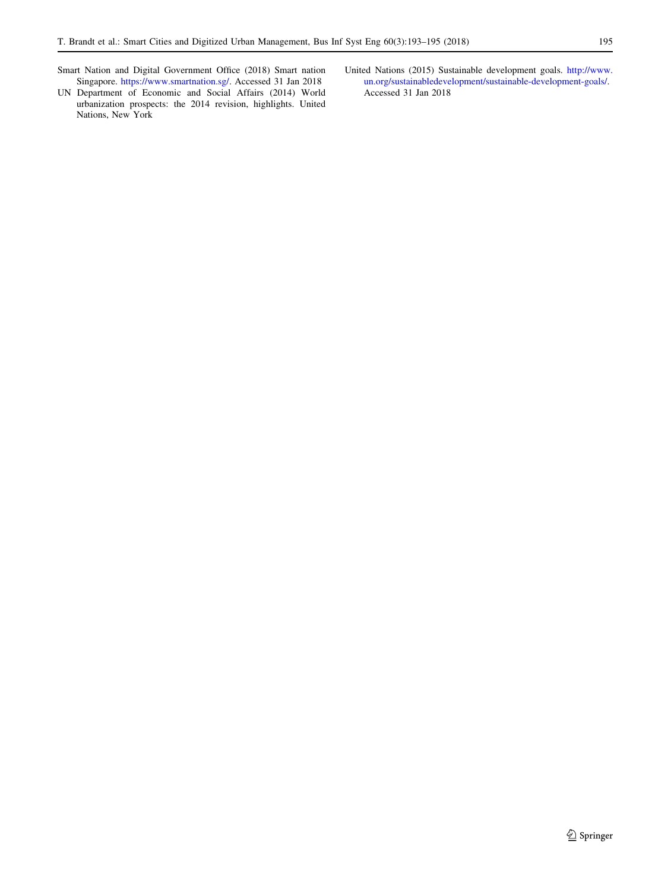Smart Nation and Digital Government Office (2018) Smart nation Singapore. https://www.smartnation.sg/. Accessed 31 Jan 2018

UN Department of Economic and Social Affairs (2014) World urbanization prospects: the 2014 revision, highlights. United Nations, New York

United Nations (2015) Sustainable development goals. http://www.un.org/sustainabledevelopment/sustainable-development-goals/. Accessed 31 Jan 2018